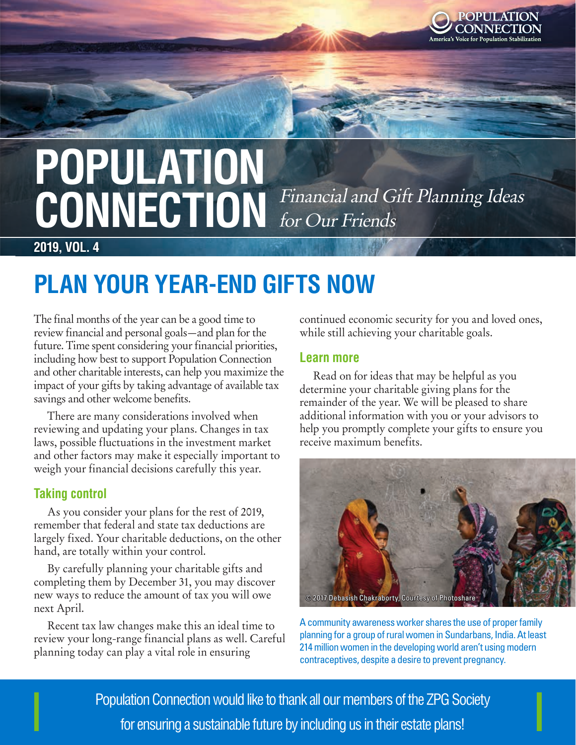# POPULATION CONNECTION

*Financial and Gift Planning Ideas for Our Friends*

**2019, VOL. 4**

## PLAN YOUR YEAR-END GIFTS NOW

The final months of the year can be a good time to review financial and personal goals—and plan for the future. Time spent considering your financial priorities, including how best to support Population Connection and other charitable interests, can help you maximize the impact of your gifts by taking advantage of available tax savings and other welcome benefits.

There are many considerations involved when reviewing and updating your plans. Changes in tax laws, possible fluctuations in the investment market and other factors may make it especially important to weigh your financial decisions carefully this year.

### Taking control

As you consider your plans for the rest of 2019, remember that federal and state tax deductions are largely fixed. Your charitable deductions, on the other hand, are totally within your control.

By carefully planning your charitable gifts and completing them by December 31, you may discover new ways to reduce the amount of tax you will owe next April.

Recent tax law changes make this an ideal time to review your long-range financial plans as well. Careful planning today can play a vital role in ensuring continued economic security for you and loved ones, while still achieving your charitable goals.

### Learn more

Read on for ideas that may be helpful as you determine your charitable giving plans for the remainder of the year. We will be pleased to share additional information with you or your advisors to help you promptly complete your gifts to ensure you receive maximum benefits.

© 2017 Debasish Chakraborty, Courtesy of Photoshare

A community awareness worker shares the use of proper family planning for a group of rural women in Sundarbans, India. At least 214 million women in the developing world aren't using modern contraceptives, despite a desire to prevent pregnancy.

Population Connection would like to thank all our members of the ZPG Society for ensuring a sustainable future by including us in their estate plans!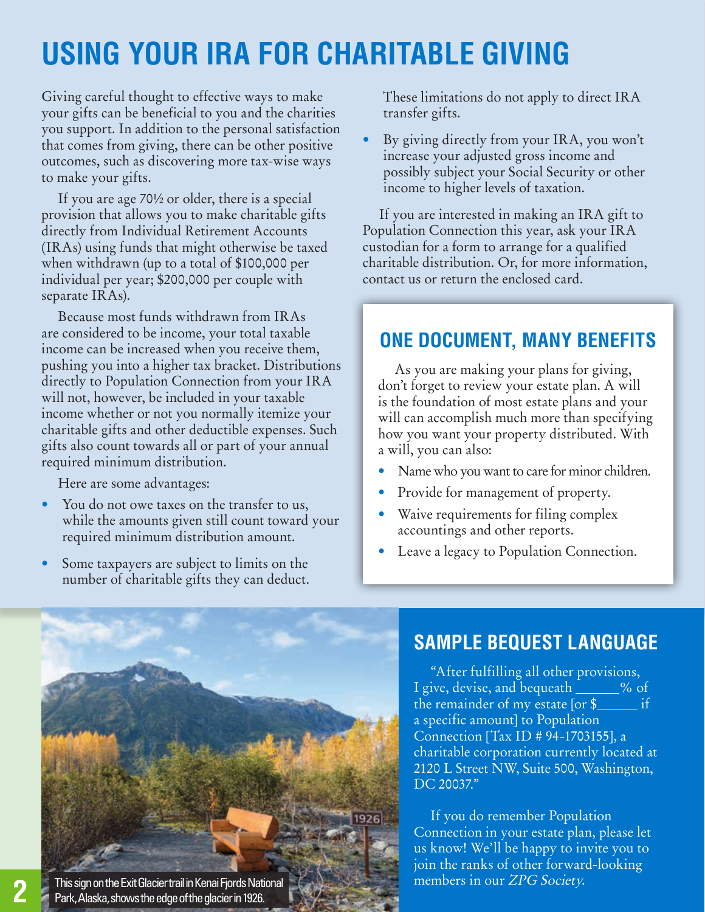# USING YOUR IRA FOR CHARITABLE GIVING

Giving careful thought to effective ways to make your gifts can be beneficial to you and the charities you support. In addition to the personal satisfaction that comes from giving, there can be other positive outcomes, such as discovering more tax-wise ways to make your gifts.

If you are age 70½ or older, there is a special provision that allows you to make charitable gifts directly from Individual Retirement Accounts (IRAs) using funds that might otherwise be taxed when withdrawn (up to a total of $100,000 per individual per year; $200,000 per couple with separate IRAs).

Because most funds withdrawn from IRAs are considered to be income, your total taxable income can be increased when you receive them, pushing you into a higher tax bracket. Distributions directly to Population Connection from your IRA will not, however, be included in your taxable income whether or not you normally itemize your charitable gifts and other deductible expenses. Such gifts also count towards all or part of your annual required minimum distribution.

Here are some advantages:

- You do not owe taxes on the transfer to us, while the amounts given still count toward your required minimum distribution amount.
- Some taxpayers are subject to limits on the number of charitable gifts they can deduct. These limitations do not apply to direct IRA transfer gifts.
- By giving directly from your IRA, you won't increase your adjusted gross income and possibly subject your Social Security or other income to higher levels of taxation.

If you are interested in making an IRA gift to Population Connection this year, ask your IRA custodian for a form to arrange for a qualified charitable distribution. Or, for more information, contact us or return the enclosed card.

## ONE DOCUMENT, MANY BENEFITS

As you are making your plans for giving, don't forget to review your estate plan. A will is the foundation of most estate plans and your will can accomplish much more than specifying how you want your property distributed. With a will, you can also:

- Name who you want to care for minor children.
- Provide for management of property.
- Waive requirements for filing complex accountings and other reports.
- Leave a legacy to Population Connection.

This sign on the Exit Glacier trail in Kenai Fjords National Park, Alaska, shows the edge of the glacier in 1926.

## SAMPLE BEQUEST LANGUAGE

"After fulfilling all other provisions, I give, devise, and bequeath ______% of the remainder of my estate [or $______ if a specific amount] to Population Connection [Tax ID # 94-1703155], a charitable corporation currently located at 2120 L Street NW, Suite 500, Washington, DC 20037."

If you do remember Population Connection in your estate plan, please let us know! We'll be happy to invite you to join the ranks of other forward-looking members in our *ZPG Society*.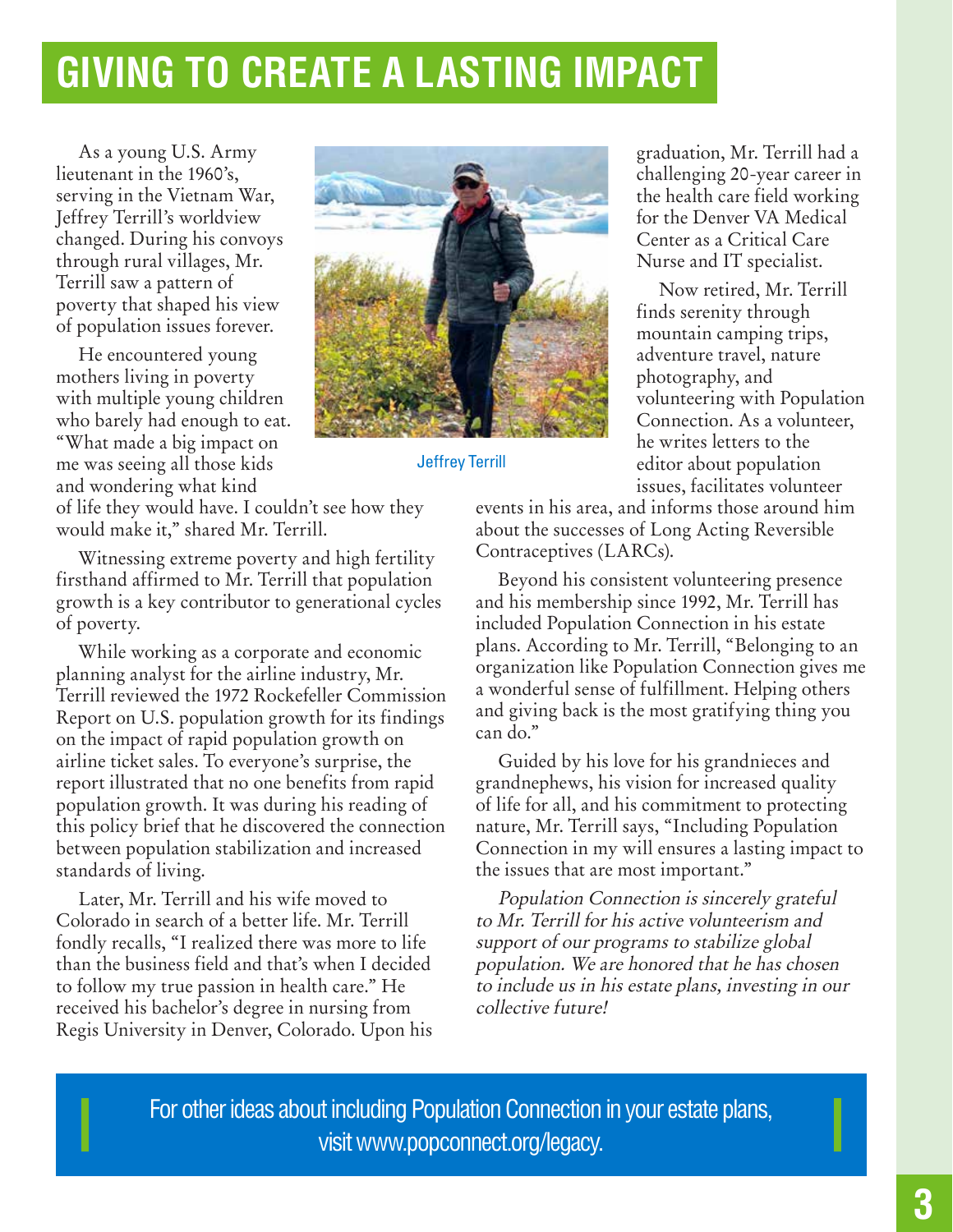# GIVING TO CREATE A LASTING IMPACT

As a young U.S. Army lieutenant in the 1960's, serving in the Vietnam War, Jeffrey Terrill's worldview changed. During his convoys through rural villages, Mr. Terrill saw a pattern of poverty that shaped his view of population issues forever.

He encountered young mothers living in poverty with multiple young children who barely had enough to eat. "What made a big impact on me was seeing all those kids and wondering what kind of life they would have. I couldn't see how they would make it," shared Mr. Terrill.

Jeffrey Terrill

Witnessing extreme poverty and high fertility firsthand affirmed to Mr. Terrill that population growth is a key contributor to generational cycles of poverty.

While working as a corporate and economic planning analyst for the airline industry, Mr. Terrill reviewed the 1972 Rockefeller Commission Report on U.S. population growth for its findings on the impact of rapid population growth on airline ticket sales. To everyone's surprise, the report illustrated that no one benefits from rapid population growth. It was during his reading of this policy brief that he discovered the connection between population stabilization and increased standards of living.

Later, Mr. Terrill and his wife moved to Colorado in search of a better life. Mr. Terrill fondly recalls, "I realized there was more to life than the business field and that's when I decided to follow my true passion in health care." He received his bachelor's degree in nursing from Regis University in Denver, Colorado. Upon his graduation, Mr. Terrill had a challenging 20-year career in the health care field working for the Denver VA Medical Center as a Critical Care Nurse and IT specialist.

Now retired, Mr. Terrill finds serenity through mountain camping trips, adventure travel, nature photography, and volunteering with Population Connection. As a volunteer, he writes letters to the editor about population issues, facilitates volunteer events in his area, and informs those around him about the successes of Long Acting Reversible Contraceptives (LARCs).

Beyond his consistent volunteering presence and his membership since 1992, Mr. Terrill has included Population Connection in his estate plans. According to Mr. Terrill, "Belonging to an organization like Population Connection gives me a wonderful sense of fulfillment. Helping others and giving back is the most gratifying thing you can do."

Guided by his love for his grandnieces and grandnephews, his vision for increased quality of life for all, and his commitment to protecting nature, Mr. Terrill says, "Including Population Connection in my will ensures a lasting impact to the issues that are most important."

*Population Connection is sincerely grateful to Mr. Terrill for his active volunteerism and support of our programs to stabilize global population. We are honored that he has chosen to include us in his estate plans, investing in our collective future!*

For other ideas about including Population Connection in your estate plans, visit www.popconnect.org/legacy.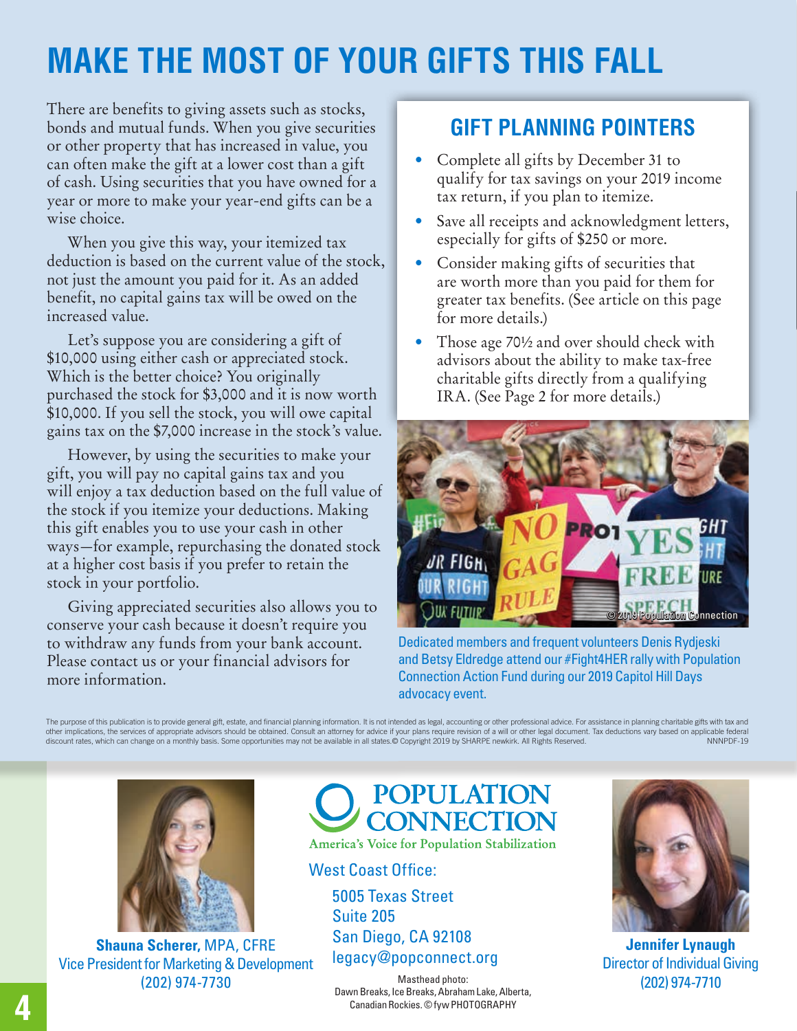# MAKE THE MOST OF YOUR GIFTS THIS FALL

There are benefits to giving assets such as stocks, bonds and mutual funds. When you give securities or other property that has increased in value, you can often make the gift at a lower cost than a gift of cash. Using securities that you have owned for a year or more to make your year-end gifts can be a wise choice.

When you give this way, your itemized tax deduction is based on the current value of the stock, not just the amount you paid for it. As an added benefit, no capital gains tax will be owed on the increased value.

Let's suppose you are considering a gift of $10,000 using either cash or appreciated stock. Which is the better choice? You originally purchased the stock for $3,000 and it is now worth $10,000. If you sell the stock, you will owe capital gains tax on the $7,000 increase in the stock's value.

However, by using the securities to make your gift, you will pay no capital gains tax and you will enjoy a tax deduction based on the full value of the stock if you itemize your deductions. Making this gift enables you to use your cash in other ways—for example, repurchasing the donated stock at a higher cost basis if you prefer to retain the stock in your portfolio.

Giving appreciated securities also allows you to conserve your cash because it doesn't require you to withdraw any funds from your bank account. Please contact us or your financial advisors for more information.

## GIFT PLANNING POINTERS

- Complete all gifts by December 31 to qualify for tax savings on your 2019 income tax return, if you plan to itemize.
- Save all receipts and acknowledgment letters, especially for gifts of $250 or more.
- Consider making gifts of securities that are worth more than you paid for them for greater tax benefits. (See article on this page for more details.)
- Those age 70½ and over should check with advisors about the ability to make tax-free charitable gifts directly from a qualifying IRA. (See Page 2 for more details.)

© 2019 Population Connection

Dedicated members and frequent volunteers Denis Rydjeski and Betsy Eldredge attend our #Fight4HER rally with Population Connection Action Fund during our 2019 Capitol Hill Days advocacy event.

The purpose of this publication is to provide general gift, estate, and financial planning information. It is not intended as legal, accounting or other professional advice. For assistance in planning charitable gifts with tax and other implications, the services of appropriate advisors should be obtained. Consult an attorney for advice if your plans require revision of a will or other legal document. Tax deductions vary based on applicable federal discount rates, which can change on a monthly basis. Some opportunities may not be available in all states.© Copyright 2019 by SHARPE newkirk. All Rights Reserved. NNNPDF-19

**Shauna Scherer,** MPA, CFRE
Vice President for Marketing & Development
(202) 974-7730

**POPULATION CONNECTION**
America's Voice for Population Stabilization

West Coast Office:
5005 Texas Street
Suite 205
San Diego, CA 92108
legacy@popconnect.org

Masthead photo:
Dawn Breaks, Ice Breaks, Abraham Lake, Alberta, Canadian Rockies. © fyw PHOTOGRAPHY

**Jennifer Lynaugh**
Director of Individual Giving
(202) 974-7710